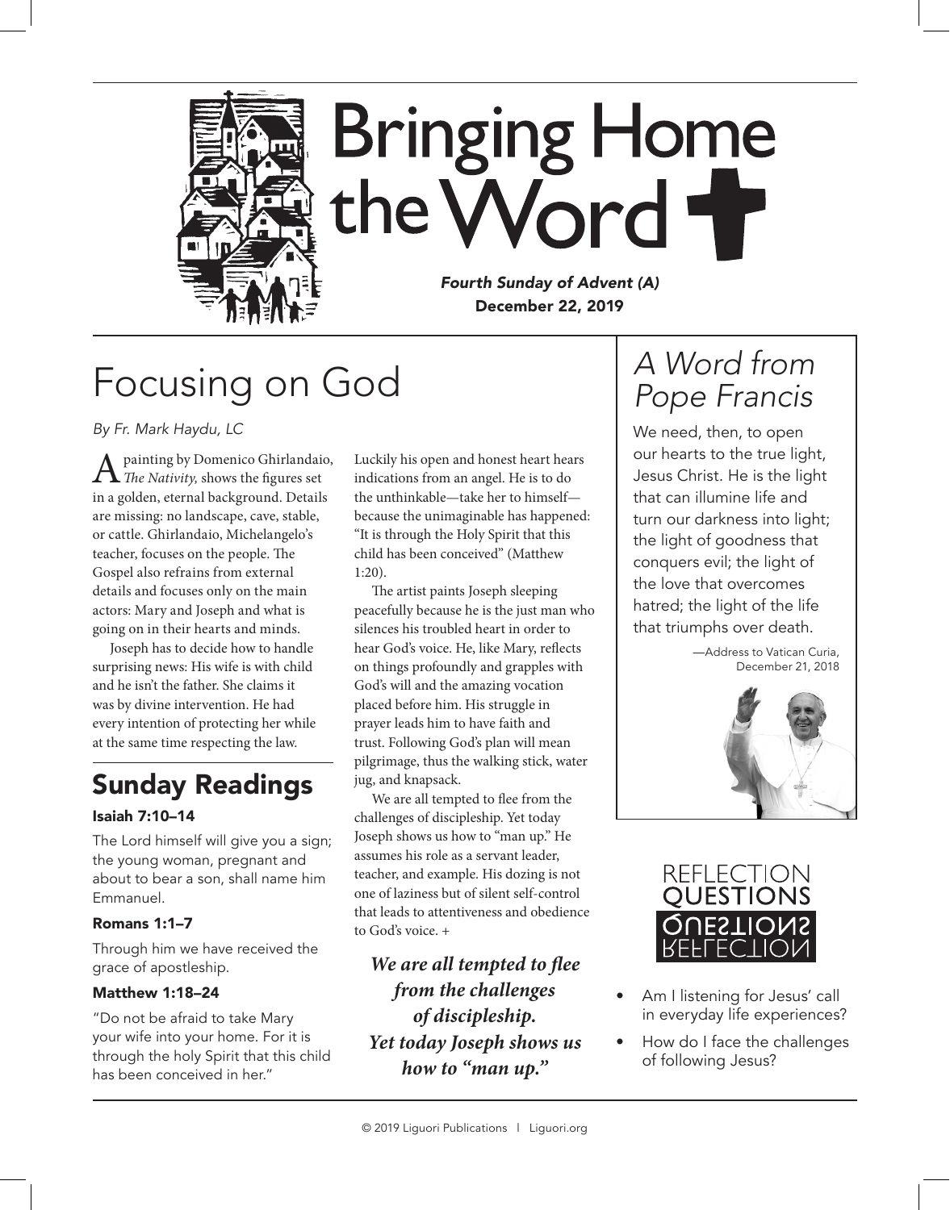# Bringing Home the Word

***Fourth Sunday of Advent (A)***
**December 22, 2019**

## Focusing on God

*By Fr. Mark Haydu, LC*

A painting by Domenico Ghirlandaio, *The Nativity,* shows the figures set in a golden, eternal background. Details are missing: no landscape, cave, stable, or cattle. Ghirlandaio, Michelangelo's teacher, focuses on the people. The Gospel also refrains from external details and focuses only on the main actors: Mary and Joseph and what is going on in their hearts and minds.

Joseph has to decide how to handle surprising news: His wife is with child and he isn't the father. She claims it was by divine intervention. He had every intention of protecting her while at the same time respecting the law.

Luckily his open and honest heart hears indications from an angel. He is to do the unthinkable—take her to himself—because the unimaginable has happened: "It is through the Holy Spirit that this child has been conceived" (Matthew 1:20).

The artist paints Joseph sleeping peacefully because he is the just man who silences his troubled heart in order to hear God's voice. He, like Mary, reflects on things profoundly and grapples with God's will and the amazing vocation placed before him. His struggle in prayer leads him to have faith and trust. Following God's plan will mean pilgrimage, thus the walking stick, water jug, and knapsack.

We are all tempted to flee from the challenges of discipleship. Yet today Joseph shows us how to "man up." He assumes his role as a servant leader, teacher, and example. His dozing is not one of laziness but of silent self-control that leads to attentiveness and obedience to God's voice. +

***We are all tempted to flee from the challenges of discipleship. Yet today Joseph shows us how to "man up."***

## Sunday Readings

**Isaiah 7:10–14**

The Lord himself will give you a sign; the young woman, pregnant and about to bear a son, shall name him Emmanuel.

**Romans 1:1–7**

Through him we have received the grace of apostleship.

**Matthew 1:18–24**

"Do not be afraid to take Mary your wife into your home. For it is through the holy Spirit that this child has been conceived in her."

## *A Word from Pope Francis*

We need, then, to open our hearts to the true light, Jesus Christ. He is the light that can illumine life and turn our darkness into light; the light of goodness that conquers evil; the light of the love that overcomes hatred; the light of the life that triumphs over death.

—Address to Vatican Curia, December 21, 2018

## Reflection Questions

- Am I listening for Jesus' call in everyday life experiences?
- How do I face the challenges of following Jesus?

© 2019 Liguori Publications | Liguori.org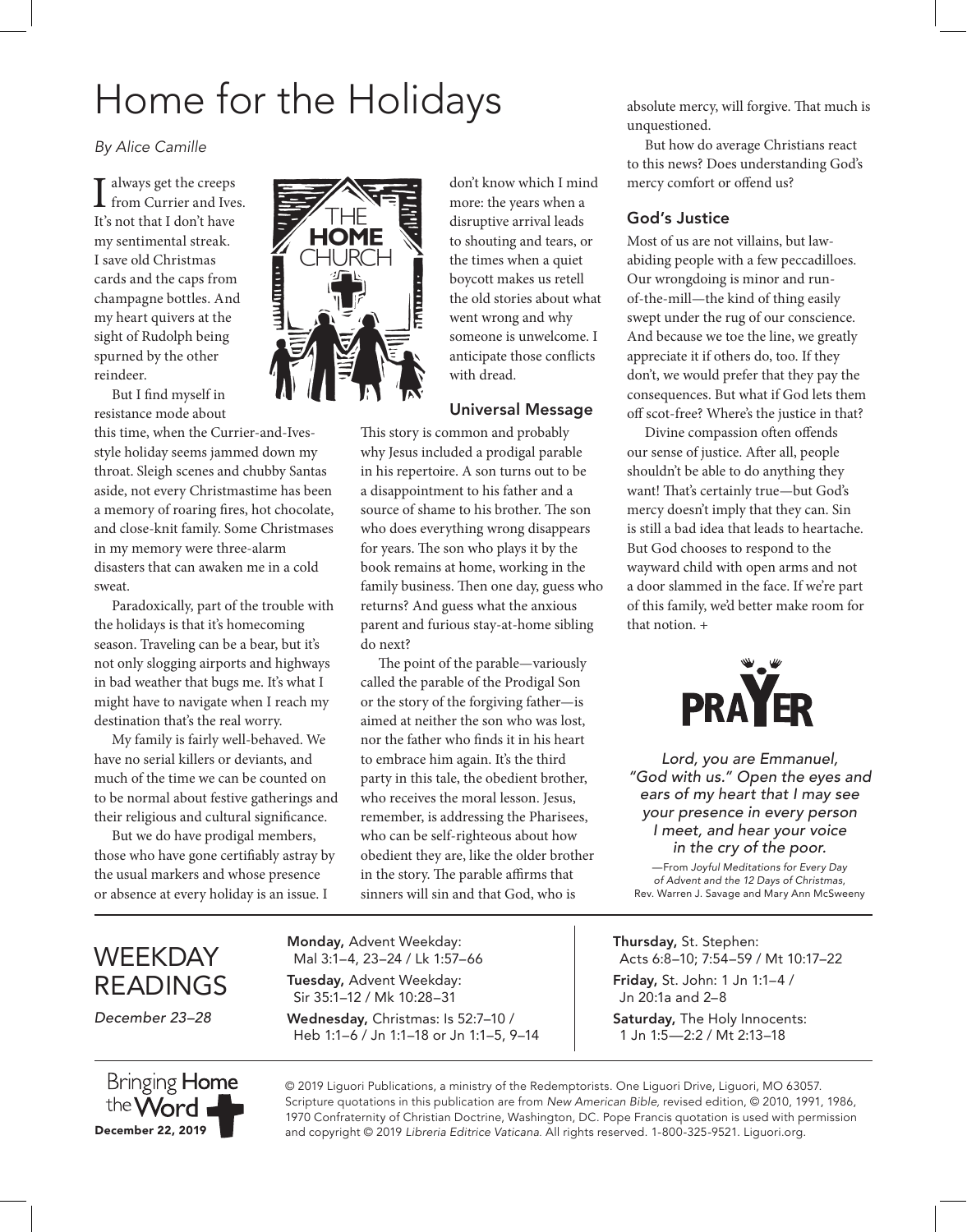# Home for the Holidays

*By Alice Camille*

I always get the creeps from Currier and Ives. It's not that I don't have my sentimental streak. I save old Christmas cards and the caps from champagne bottles. And my heart quivers at the sight of Rudolph being spurned by the other reindeer.

But I find myself in resistance mode about this time, when the Currier-and-Ives-style holiday seems jammed down my throat. Sleigh scenes and chubby Santas aside, not every Christmastime has been a memory of roaring fires, hot chocolate, and close-knit family. Some Christmases in my memory were three-alarm disasters that can awaken me in a cold sweat.

Paradoxically, part of the trouble with the holidays is that it's homecoming season. Traveling can be a bear, but it's not only slogging airports and highways in bad weather that bugs me. It's what I might have to navigate when I reach my destination that's the real worry.

My family is fairly well-behaved. We have no serial killers or deviants, and much of the time we can be counted on to be normal about festive gatherings and their religious and cultural significance.

But we do have prodigal members, those who have gone certifiably astray by the usual markers and whose presence or absence at every holiday is an issue. I don't know which I mind more: the years when a disruptive arrival leads to shouting and tears, or the times when a quiet boycott makes us retell the old stories about what went wrong and why someone is unwelcome. I anticipate those conflicts with dread.

### Universal Message

This story is common and probably why Jesus included a prodigal parable in his repertoire. A son turns out to be a disappointment to his father and a source of shame to his brother. The son who does everything wrong disappears for years. The son who plays it by the book remains at home, working in the family business. Then one day, guess who returns? And guess what the anxious parent and furious stay-at-home sibling do next?

The point of the parable—variously called the parable of the Prodigal Son or the story of the forgiving father—is aimed at neither the son who was lost, nor the father who finds it in his heart to embrace him again. It's the third party in this tale, the obedient brother, who receives the moral lesson. Jesus, remember, is addressing the Pharisees, who can be self-righteous about how obedient they are, like the older brother in the story. The parable affirms that sinners will sin and that God, who is absolute mercy, will forgive. That much is unquestioned.

But how do average Christians react to this news? Does understanding God's mercy comfort or offend us?

### God's Justice

Most of us are not villains, but law-abiding people with a few peccadilloes. Our wrongdoing is minor and run-of-the-mill—the kind of thing easily swept under the rug of our conscience. And because we toe the line, we greatly appreciate it if others do, too. If they don't, we would prefer that they pay the consequences. But what if God lets them off scot-free? Where's the justice in that?

Divine compassion often offends our sense of justice. After all, people shouldn't be able to do anything they want! That's certainly true—but God's mercy doesn't imply that they can. Sin is still a bad idea that leads to heartache. But God chooses to respond to the wayward child with open arms and not a door slammed in the face. If we're part of this family, we'd better make room for that notion. +

## PRAYER

*Lord, you are Emmanuel, "God with us." Open the eyes and ears of my heart that I may see your presence in every person I meet, and hear your voice in the cry of the poor.*

—From *Joyful Meditations for Every Day of Advent and the 12 Days of Christmas,* Rev. Warren J. Savage and Mary Ann McSweeny

## WEEKDAY READINGS

*December 23–28*

**Monday,** Advent Weekday: Mal 3:1–4, 23–24 / Lk 1:57–66

**Tuesday,** Advent Weekday: Sir 35:1–12 / Mk 10:28–31

**Wednesday,** Christmas: Is 52:7–10 / Heb 1:1–6 / Jn 1:1–18 or Jn 1:1–5, 9–14

**Thursday,** St. Stephen: Acts 6:8–10; 7:54–59 / Mt 10:17–22

**Friday,** St. John: 1 Jn 1:1–4 / Jn 20:1a and 2–8

**Saturday,** The Holy Innocents: 1 Jn 1:5—2:2 / Mt 2:13–18

Bringing Home the Word
**December 22, 2019**

© 2019 Liguori Publications, a ministry of the Redemptorists. One Liguori Drive, Liguori, MO 63057. Scripture quotations in this publication are from *New American Bible,* revised edition, © 2010, 1991, 1986, 1970 Confraternity of Christian Doctrine, Washington, DC. Pope Francis quotation is used with permission and copyright © 2019 *Libreria Editrice Vaticana.* All rights reserved. 1-800-325-9521. Liguori.org.